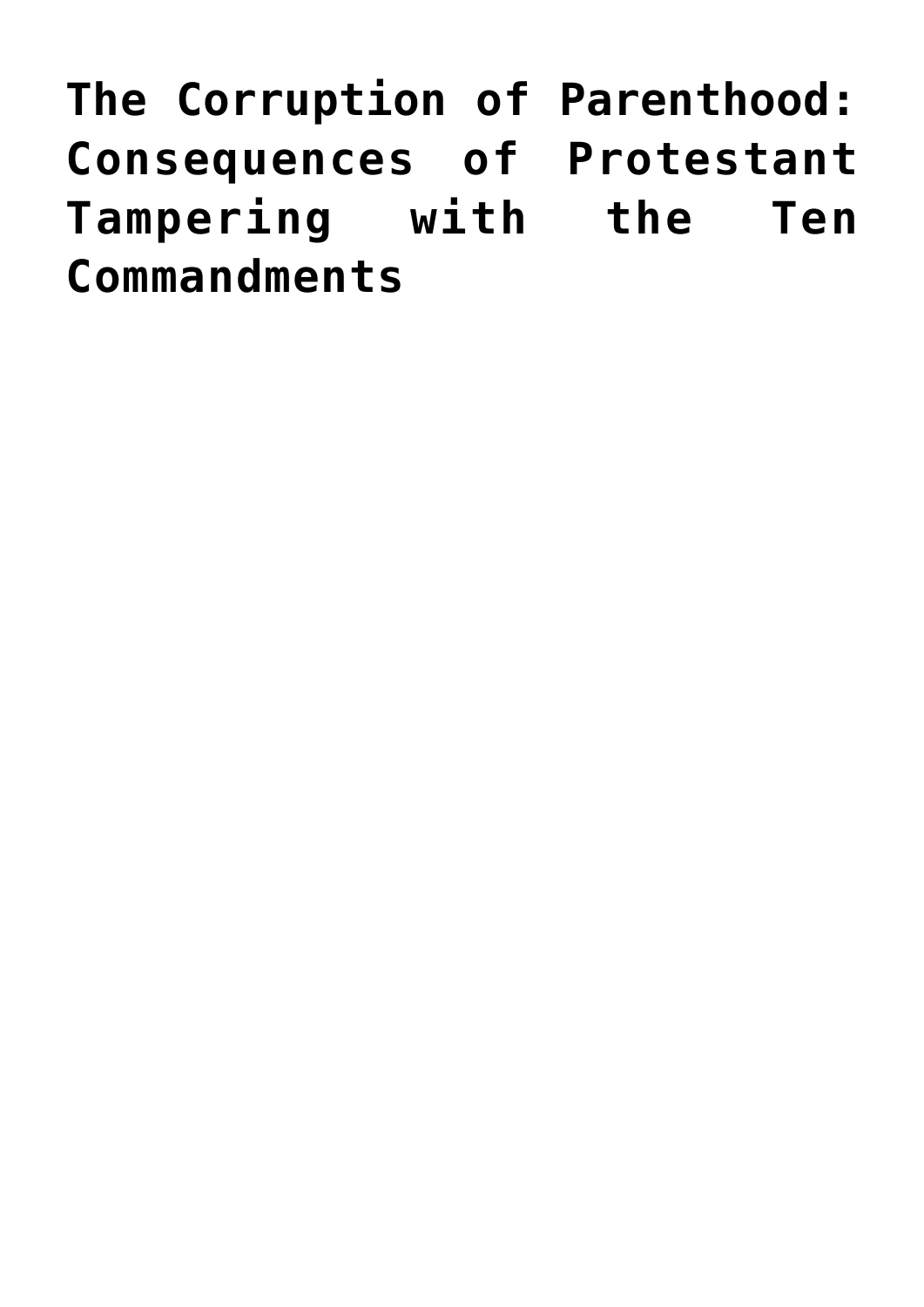# The Corruption of Parenthood: Consequences of Protestant Tampering with the Ten Commandments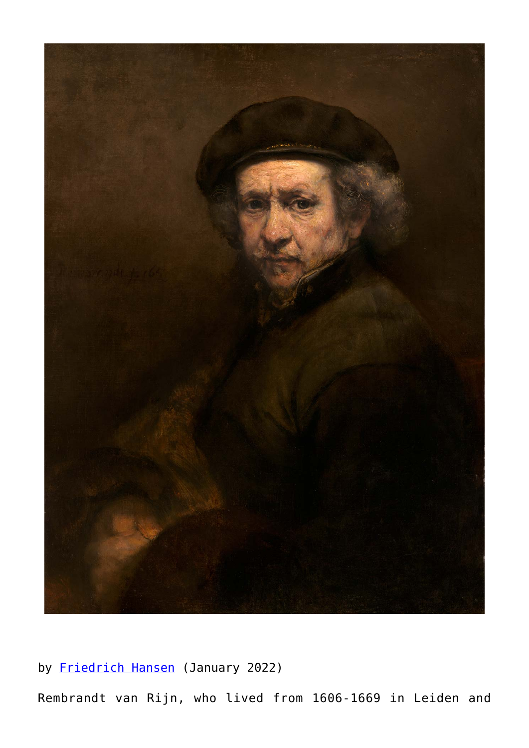by [Friedrich Hansen](Friedrich Hansen) (January 2022)

Rembrandt van Rijn, who lived from 1606-1669 in Leiden and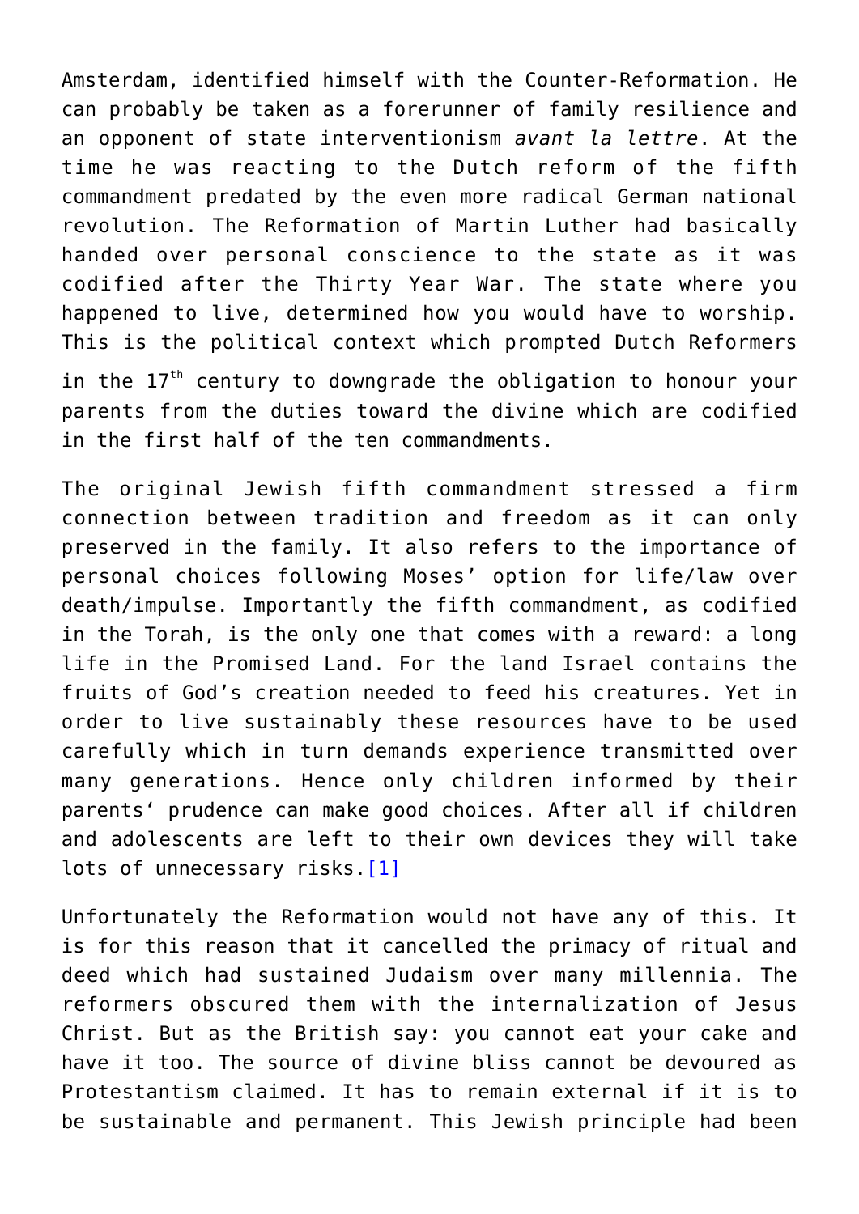Amsterdam, identified himself with the Counter-Reformation. He can probably be taken as a forerunner of family resilience and an opponent of state interventionism *avant la lettre*. At the time he was reacting to the Dutch reform of the fifth commandment predated by the even more radical German national revolution. The Reformation of Martin Luther had basically handed over personal conscience to the state as it was codified after the Thirty Year War. The state where you happened to live, determined how you would have to worship. This is the political context which prompted Dutch Reformers in the 17th century to downgrade the obligation to honour your parents from the duties toward the divine which are codified in the first half of the ten commandments.

The original Jewish fifth commandment stressed a firm connection between tradition and freedom as it can only preserved in the family. It also refers to the importance of personal choices following Moses' option for life/law over death/impulse. Importantly the fifth commandment, as codified in the Torah, is the only one that comes with a reward: a long life in the Promised Land. For the land Israel contains the fruits of God's creation needed to feed his creatures. Yet in order to live sustainably these resources have to be used carefully which in turn demands experience transmitted over many generations. Hence only children informed by their parents' prudence can make good choices. After all if children and adolescents are left to their own devices they will take lots of unnecessary risks.[1]

Unfortunately the Reformation would not have any of this. It is for this reason that it cancelled the primacy of ritual and deed which had sustained Judaism over many millennia. The reformers obscured them with the internalization of Jesus Christ. But as the British say: you cannot eat your cake and have it too. The source of divine bliss cannot be devoured as Protestantism claimed. It has to remain external if it is to be sustainable and permanent. This Jewish principle had been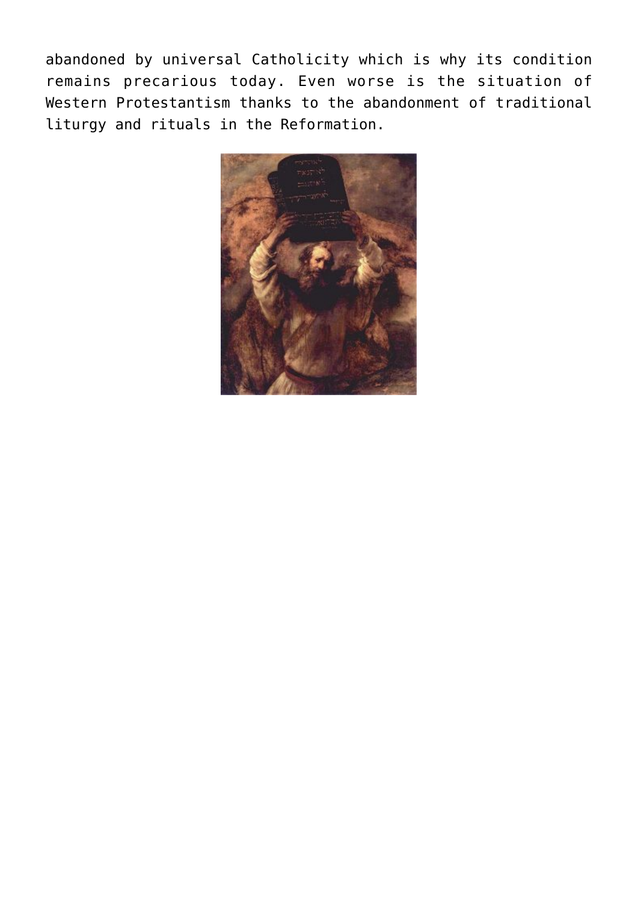abandoned by universal Catholicity which is why its condition remains precarious today. Even worse is the situation of Western Protestantism thanks to the abandonment of traditional liturgy and rituals in the Reformation.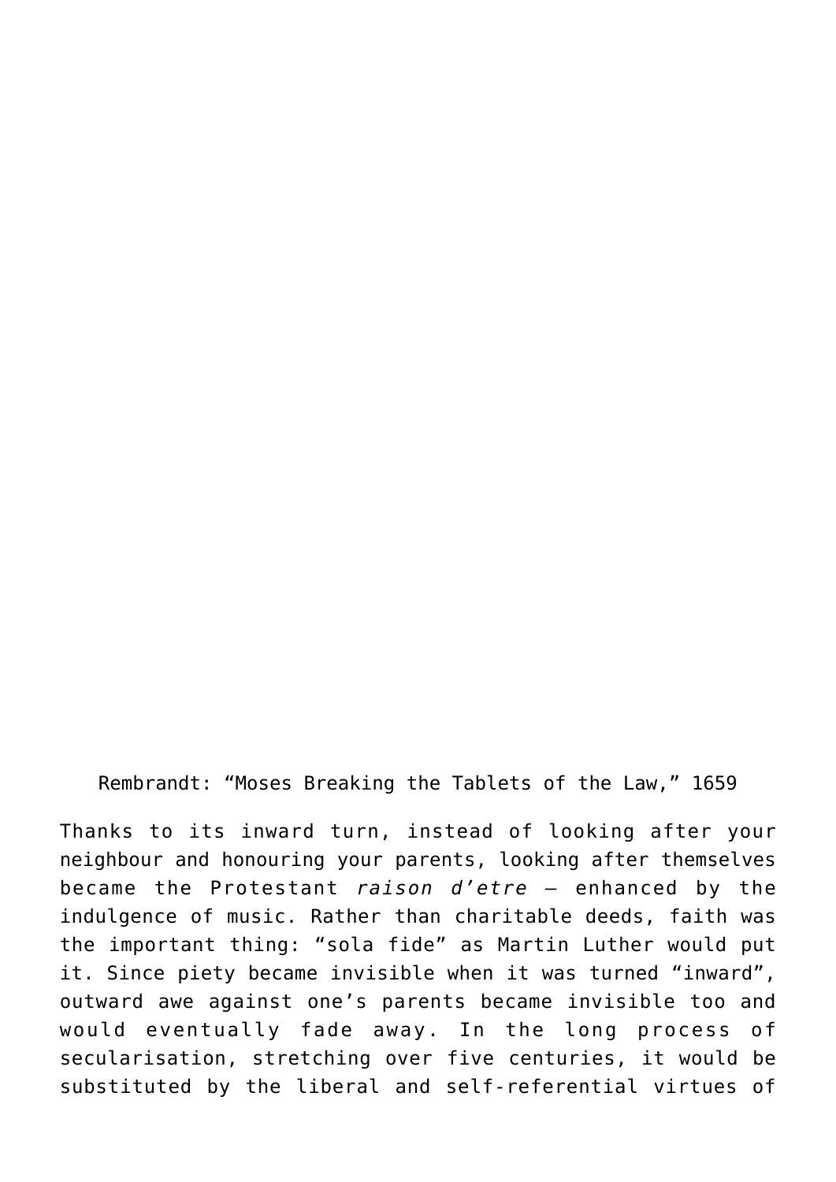Rembrandt: "Moses Breaking the Tablets of the Law," 1659

Thanks to its inward turn, instead of looking after your neighbour and honouring your parents, looking after themselves became the Protestant *raison d'etre* – enhanced by the indulgence of music. Rather than charitable deeds, faith was the important thing: "sola fide" as Martin Luther would put it. Since piety became invisible when it was turned "inward", outward awe against one's parents became invisible too and would eventually fade away. In the long process of secularisation, stretching over five centuries, it would be substituted by the liberal and self-referential virtues of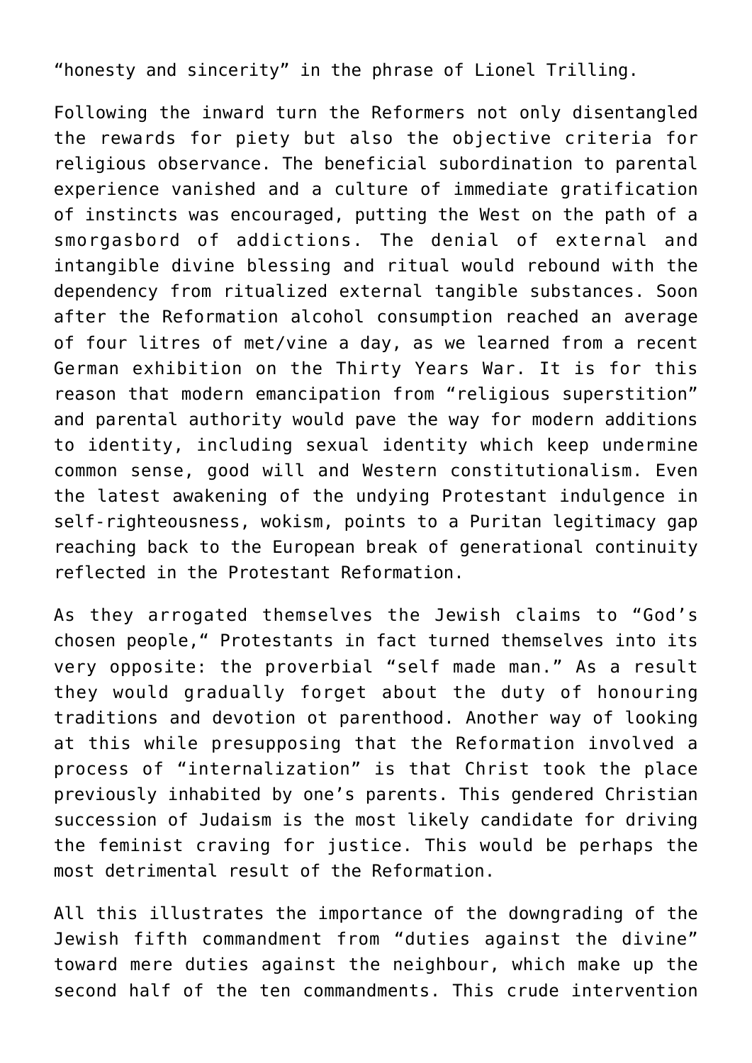“honesty and sincerity” in the phrase of Lionel Trilling.

Following the inward turn the Reformers not only disentangled the rewards for piety but also the objective criteria for religious observance. The beneficial subordination to parental experience vanished and a culture of immediate gratification of instincts was encouraged, putting the West on the path of a smorgasbord of addictions. The denial of external and intangible divine blessing and ritual would rebound with the dependency from ritualized external tangible substances. Soon after the Reformation alcohol consumption reached an average of four litres of met/vine a day, as we learned from a recent German exhibition on the Thirty Years War. It is for this reason that modern emancipation from “religious superstition” and parental authority would pave the way for modern additions to identity, including sexual identity which keep undermine common sense, good will and Western constitutionalism. Even the latest awakening of the undying Protestant indulgence in self-righteousness, wokism, points to a Puritan legitimacy gap reaching back to the European break of generational continuity reflected in the Protestant Reformation.

As they arrogated themselves the Jewish claims to “God’s chosen people,“ Protestants in fact turned themselves into its very opposite: the proverbial “self made man.” As a result they would gradually forget about the duty of honouring traditions and devotion ot parenthood. Another way of looking at this while presupposing that the Reformation involved a process of “internalization” is that Christ took the place previously inhabited by one’s parents. This gendered Christian succession of Judaism is the most likely candidate for driving the feminist craving for justice. This would be perhaps the most detrimental result of the Reformation.

All this illustrates the importance of the downgrading of the Jewish fifth commandment from “duties against the divine” toward mere duties against the neighbour, which make up the second half of the ten commandments. This crude intervention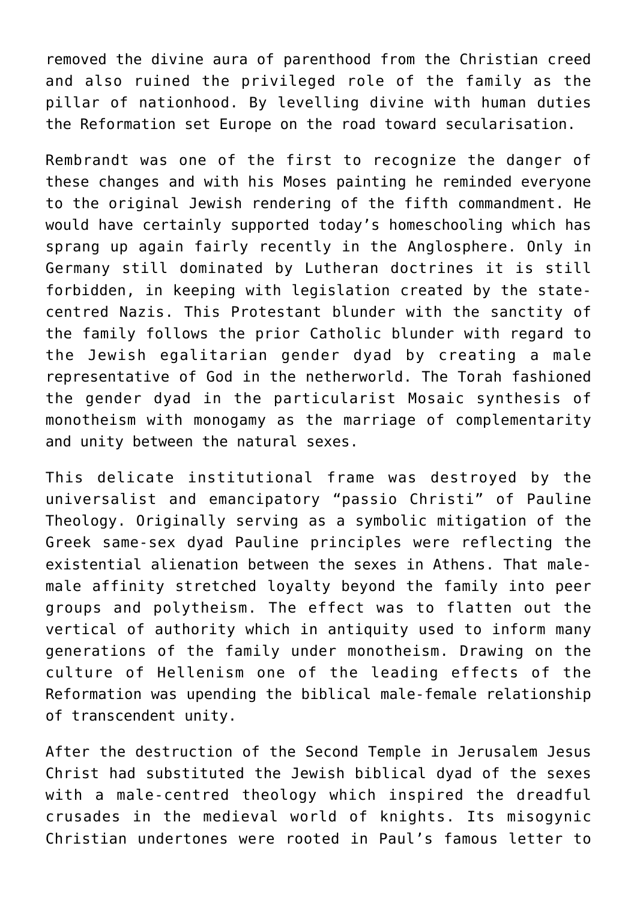removed the divine aura of parenthood from the Christian creed and also ruined the privileged role of the family as the pillar of nationhood. By levelling divine with human duties the Reformation set Europe on the road toward secularisation.

Rembrandt was one of the first to recognize the danger of these changes and with his Moses painting he reminded everyone to the original Jewish rendering of the fifth commandment. He would have certainly supported today's homeschooling which has sprang up again fairly recently in the Anglosphere. Only in Germany still dominated by Lutheran doctrines it is still forbidden, in keeping with legislation created by the state-centred Nazis. This Protestant blunder with the sanctity of the family follows the prior Catholic blunder with regard to the Jewish egalitarian gender dyad by creating a male representative of God in the netherworld. The Torah fashioned the gender dyad in the particularist Mosaic synthesis of monotheism with monogamy as the marriage of complementarity and unity between the natural sexes.

This delicate institutional frame was destroyed by the universalist and emancipatory "passio Christi" of Pauline Theology. Originally serving as a symbolic mitigation of the Greek same-sex dyad Pauline principles were reflecting the existential alienation between the sexes in Athens. That male-male affinity stretched loyalty beyond the family into peer groups and polytheism. The effect was to flatten out the vertical of authority which in antiquity used to inform many generations of the family under monotheism. Drawing on the culture of Hellenism one of the leading effects of the Reformation was upending the biblical male-female relationship of transcendent unity.

After the destruction of the Second Temple in Jerusalem Jesus Christ had substituted the Jewish biblical dyad of the sexes with a male-centred theology which inspired the dreadful crusades in the medieval world of knights. Its misogynic Christian undertones were rooted in Paul's famous letter to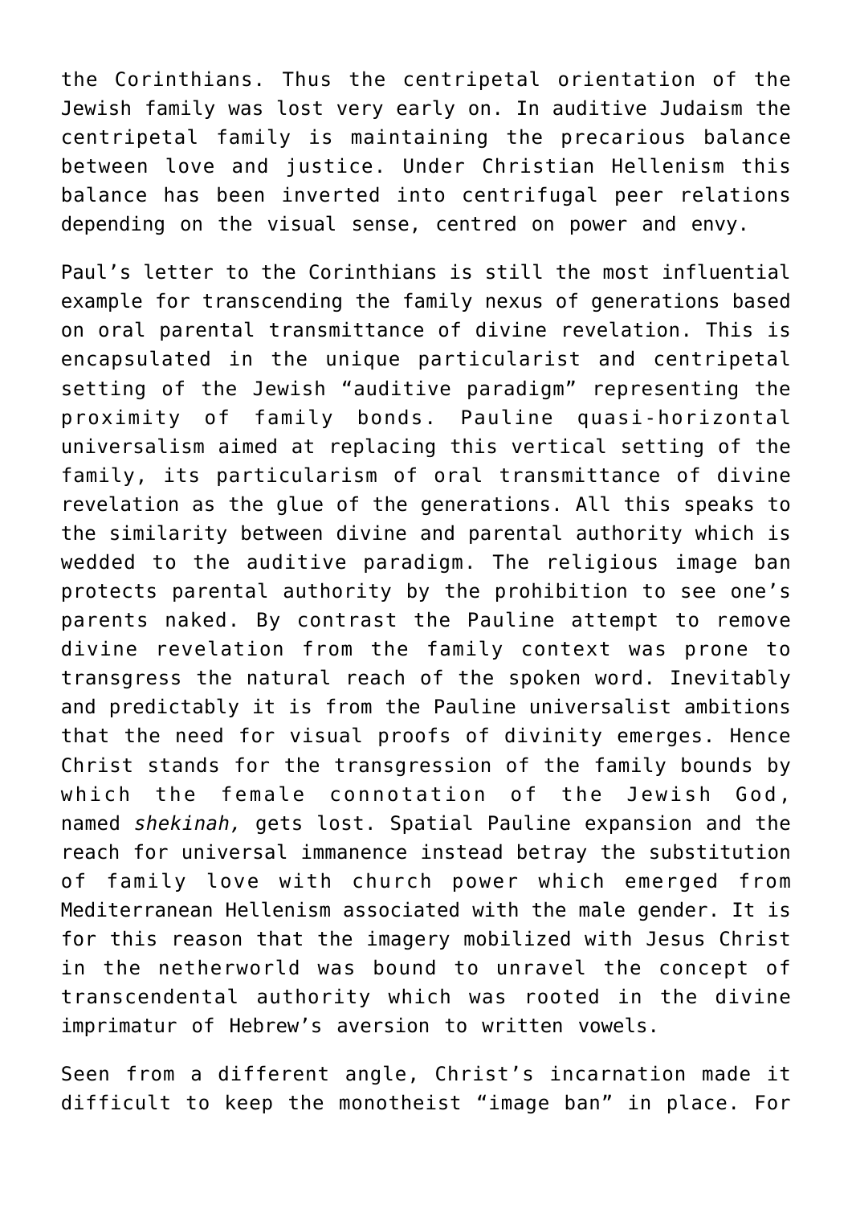the Corinthians. Thus the centripetal orientation of the Jewish family was lost very early on. In auditive Judaism the centripetal family is maintaining the precarious balance between love and justice. Under Christian Hellenism this balance has been inverted into centrifugal peer relations depending on the visual sense, centred on power and envy.

Paul's letter to the Corinthians is still the most influential example for transcending the family nexus of generations based on oral parental transmittance of divine revelation. This is encapsulated in the unique particularist and centripetal setting of the Jewish "auditive paradigm" representing the proximity of family bonds. Pauline quasi-horizontal universalism aimed at replacing this vertical setting of the family, its particularism of oral transmittance of divine revelation as the glue of the generations. All this speaks to the similarity between divine and parental authority which is wedded to the auditive paradigm. The religious image ban protects parental authority by the prohibition to see one's parents naked. By contrast the Pauline attempt to remove divine revelation from the family context was prone to transgress the natural reach of the spoken word. Inevitably and predictably it is from the Pauline universalist ambitions that the need for visual proofs of divinity emerges. Hence Christ stands for the transgression of the family bounds by which the female connotation of the Jewish God, named *shekinah,* gets lost. Spatial Pauline expansion and the reach for universal immanence instead betray the substitution of family love with church power which emerged from Mediterranean Hellenism associated with the male gender. It is for this reason that the imagery mobilized with Jesus Christ in the netherworld was bound to unravel the concept of transcendental authority which was rooted in the divine imprimatur of Hebrew's aversion to written vowels.

Seen from a different angle, Christ's incarnation made it difficult to keep the monotheist "image ban" in place. For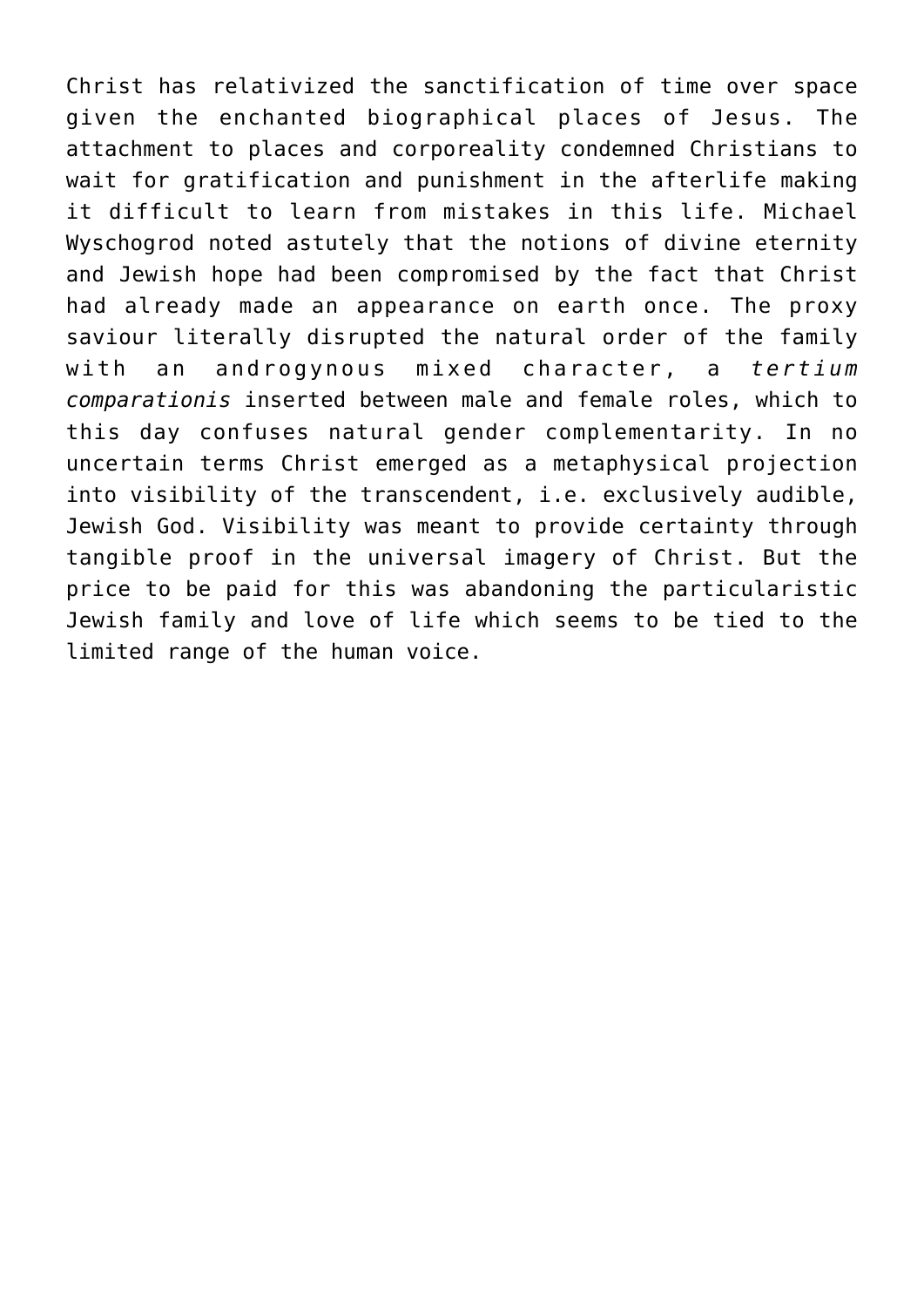Christ has relativized the sanctification of time over space given the enchanted biographical places of Jesus. The attachment to places and corporeality condemned Christians to wait for gratification and punishment in the afterlife making it difficult to learn from mistakes in this life. Michael Wyschogrod noted astutely that the notions of divine eternity and Jewish hope had been compromised by the fact that Christ had already made an appearance on earth once. The proxy saviour literally disrupted the natural order of the family with an androgynous mixed character, a *tertium comparationis* inserted between male and female roles, which to this day confuses natural gender complementarity. In no uncertain terms Christ emerged as a metaphysical projection into visibility of the transcendent, i.e. exclusively audible, Jewish God. Visibility was meant to provide certainty through tangible proof in the universal imagery of Christ. But the price to be paid for this was abandoning the particularistic Jewish family and love of life which seems to be tied to the limited range of the human voice.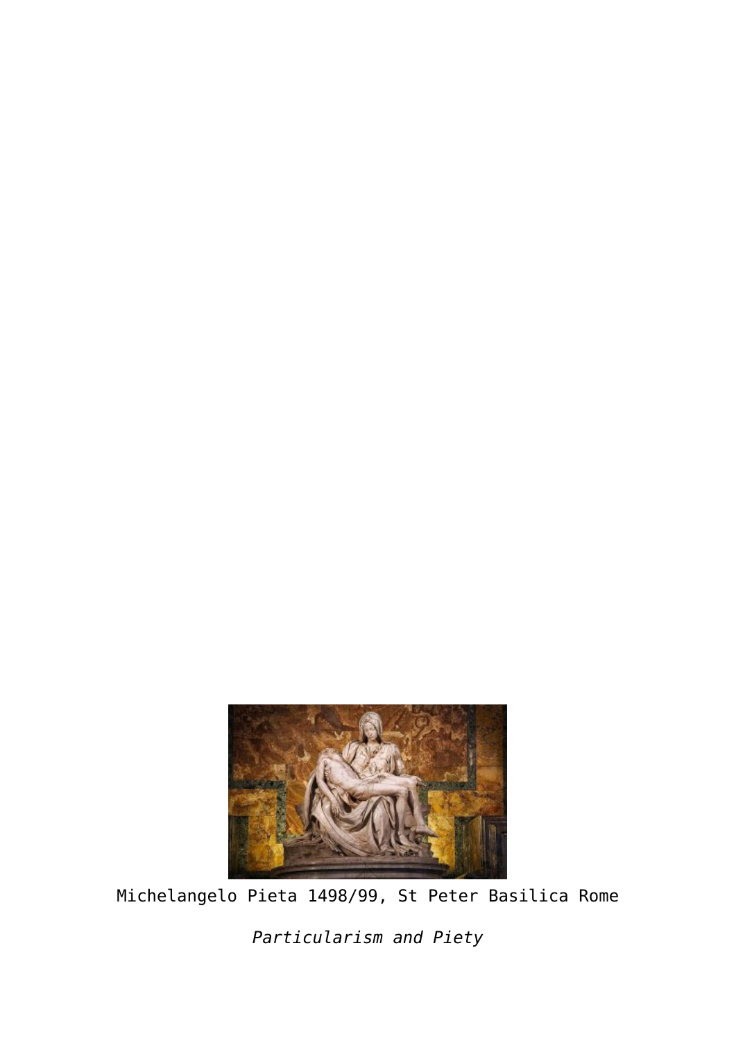Michelangelo Pieta 1498/99, St Peter Basilica Rome

*Particularism and Piety*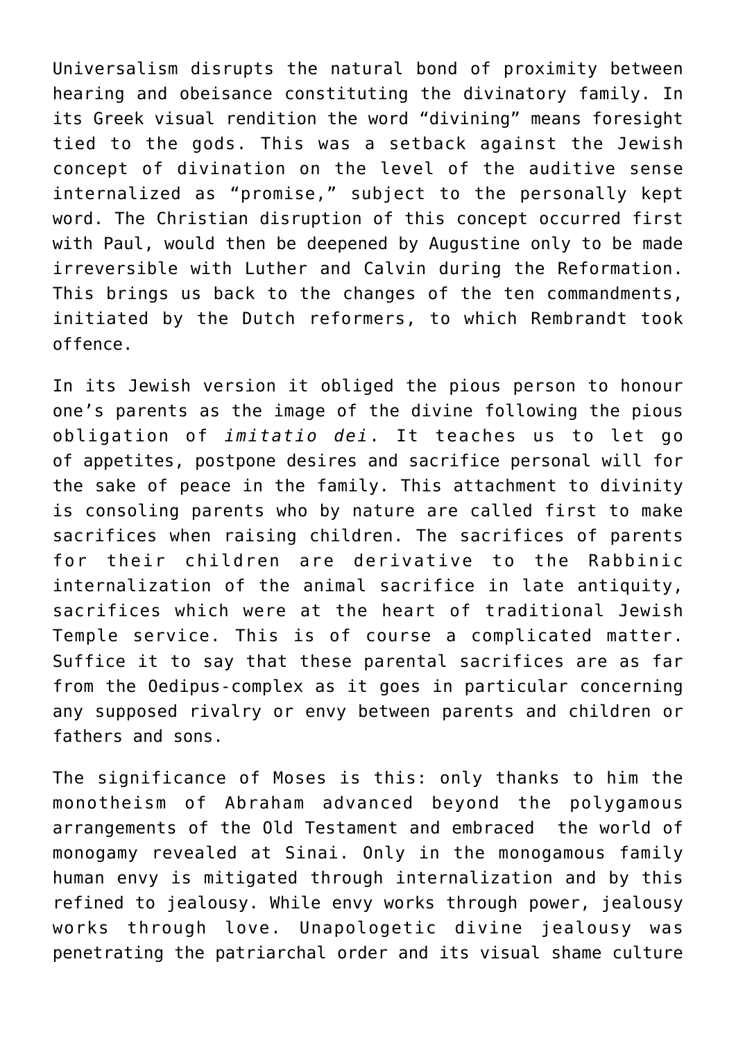Universalism disrupts the natural bond of proximity between hearing and obeisance constituting the divinatory family. In its Greek visual rendition the word "divining" means foresight tied to the gods. This was a setback against the Jewish concept of divination on the level of the auditive sense internalized as "promise," subject to the personally kept word. The Christian disruption of this concept occurred first with Paul, would then be deepened by Augustine only to be made irreversible with Luther and Calvin during the Reformation. This brings us back to the changes of the ten commandments, initiated by the Dutch reformers, to which Rembrandt took offence.

In its Jewish version it obliged the pious person to honour one's parents as the image of the divine following the pious obligation of *imitatio dei*. It teaches us to let go of appetites, postpone desires and sacrifice personal will for the sake of peace in the family. This attachment to divinity is consoling parents who by nature are called first to make sacrifices when raising children. The sacrifices of parents for their children are derivative to the Rabbinic internalization of the animal sacrifice in late antiquity, sacrifices which were at the heart of traditional Jewish Temple service. This is of course a complicated matter. Suffice it to say that these parental sacrifices are as far from the Oedipus-complex as it goes in particular concerning any supposed rivalry or envy between parents and children or fathers and sons.

The significance of Moses is this: only thanks to him the monotheism of Abraham advanced beyond the polygamous arrangements of the Old Testament and embraced the world of monogamy revealed at Sinai. Only in the monogamous family human envy is mitigated through internalization and by this refined to jealousy. While envy works through power, jealousy works through love. Unapologetic divine jealousy was penetrating the patriarchal order and its visual shame culture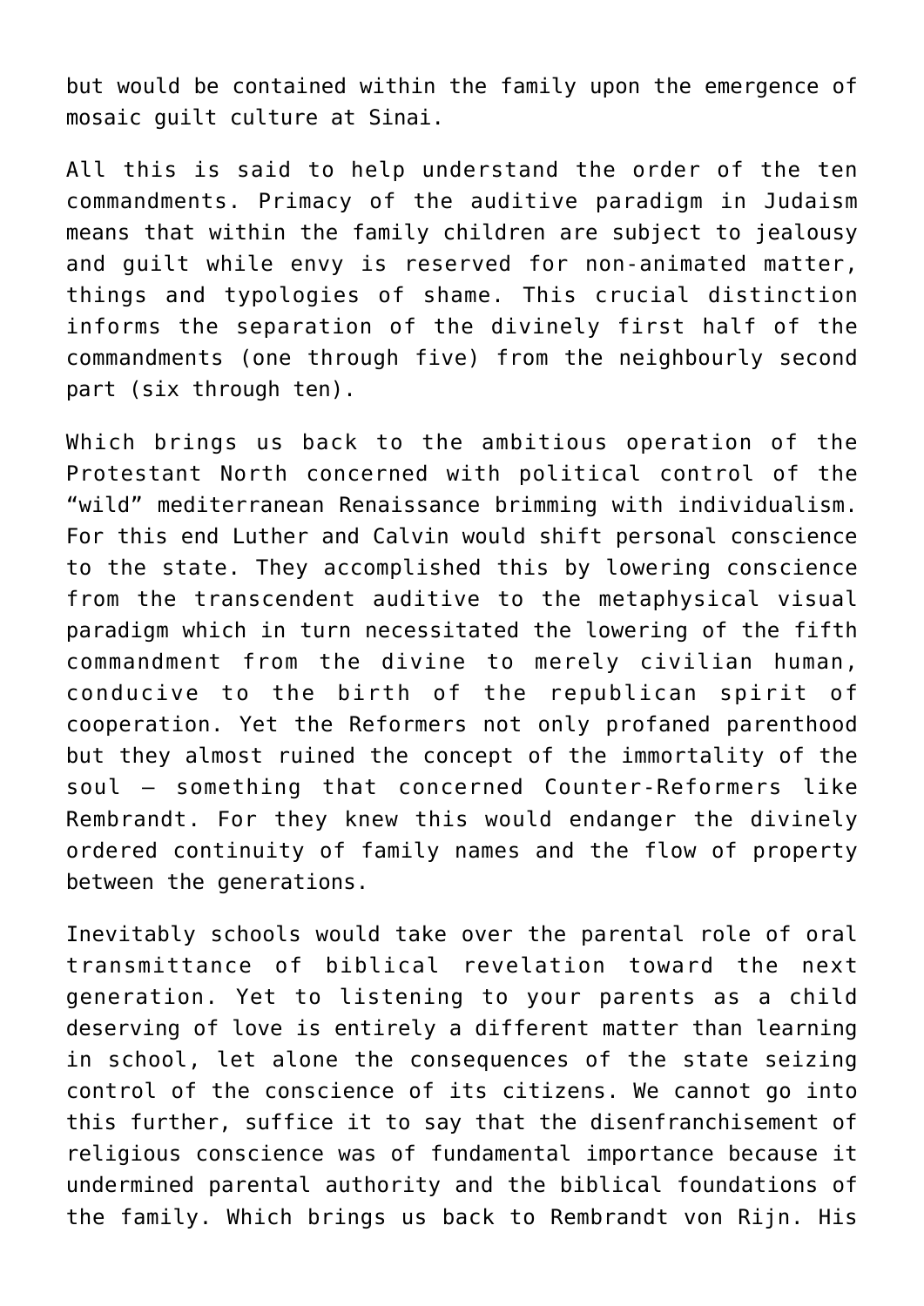but would be contained within the family upon the emergence of mosaic guilt culture at Sinai.

All this is said to help understand the order of the ten commandments. Primacy of the auditive paradigm in Judaism means that within the family children are subject to jealousy and guilt while envy is reserved for non-animated matter, things and typologies of shame. This crucial distinction informs the separation of the divinely first half of the commandments (one through five) from the neighbourly second part (six through ten).

Which brings us back to the ambitious operation of the Protestant North concerned with political control of the "wild" mediterranean Renaissance brimming with individualism. For this end Luther and Calvin would shift personal conscience to the state. They accomplished this by lowering conscience from the transcendent auditive to the metaphysical visual paradigm which in turn necessitated the lowering of the fifth commandment from the divine to merely civilian human, conducive to the birth of the republican spirit of cooperation. Yet the Reformers not only profaned parenthood but they almost ruined the concept of the immortality of the soul – something that concerned Counter-Reformers like Rembrandt. For they knew this would endanger the divinely ordered continuity of family names and the flow of property between the generations.

Inevitably schools would take over the parental role of oral transmittance of biblical revelation toward the next generation. Yet to listening to your parents as a child deserving of love is entirely a different matter than learning in school, let alone the consequences of the state seizing control of the conscience of its citizens. We cannot go into this further, suffice it to say that the disenfranchisement of religious conscience was of fundamental importance because it undermined parental authority and the biblical foundations of the family. Which brings us back to Rembrandt von Rijn. His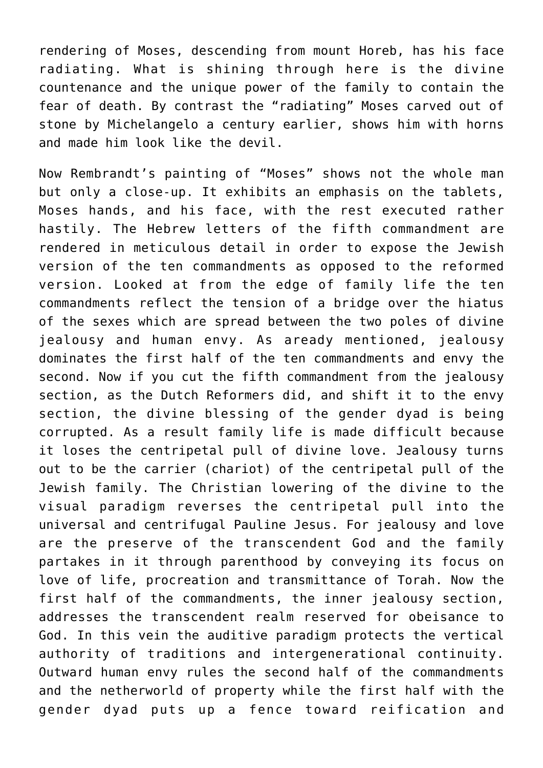rendering of Moses, descending from mount Horeb, has his face radiating. What is shining through here is the divine countenance and the unique power of the family to contain the fear of death. By contrast the "radiating" Moses carved out of stone by Michelangelo a century earlier, shows him with horns and made him look like the devil.

Now Rembrandt's painting of "Moses" shows not the whole man but only a close-up. It exhibits an emphasis on the tablets, Moses hands, and his face, with the rest executed rather hastily. The Hebrew letters of the fifth commandment are rendered in meticulous detail in order to expose the Jewish version of the ten commandments as opposed to the reformed version. Looked at from the edge of family life the ten commandments reflect the tension of a bridge over the hiatus of the sexes which are spread between the two poles of divine jealousy and human envy. As aready mentioned, jealousy dominates the first half of the ten commandments and envy the second. Now if you cut the fifth commandment from the jealousy section, as the Dutch Reformers did, and shift it to the envy section, the divine blessing of the gender dyad is being corrupted. As a result family life is made difficult because it loses the centripetal pull of divine love. Jealousy turns out to be the carrier (chariot) of the centripetal pull of the Jewish family. The Christian lowering of the divine to the visual paradigm reverses the centripetal pull into the universal and centrifugal Pauline Jesus. For jealousy and love are the preserve of the transcendent God and the family partakes in it through parenthood by conveying its focus on love of life, procreation and transmittance of Torah. Now the first half of the commandments, the inner jealousy section, addresses the transcendent realm reserved for obeisance to God. In this vein the auditive paradigm protects the vertical authority of traditions and intergenerational continuity. Outward human envy rules the second half of the commandments and the netherworld of property while the first half with the gender dyad puts up a fence toward reification and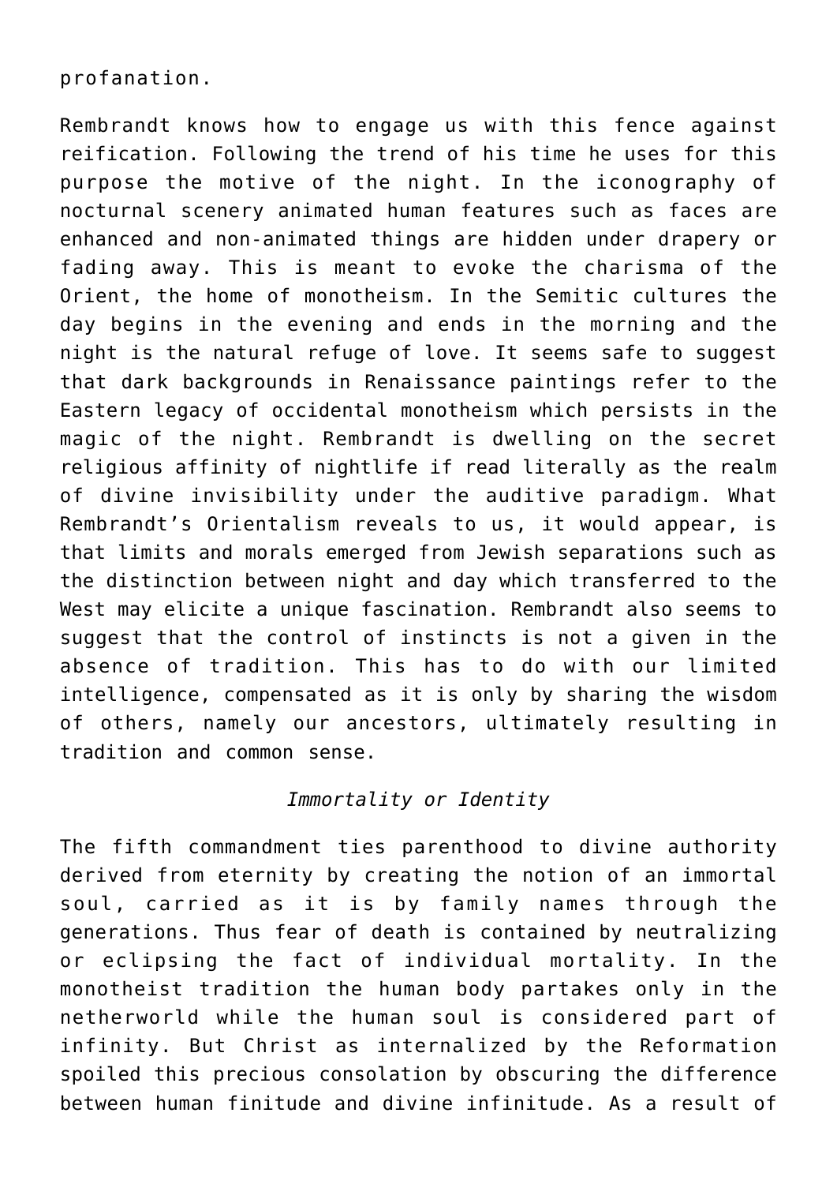profanation.

Rembrandt knows how to engage us with this fence against reification. Following the trend of his time he uses for this purpose the motive of the night. In the iconography of nocturnal scenery animated human features such as faces are enhanced and non-animated things are hidden under drapery or fading away. This is meant to evoke the charisma of the Orient, the home of monotheism. In the Semitic cultures the day begins in the evening and ends in the morning and the night is the natural refuge of love. It seems safe to suggest that dark backgrounds in Renaissance paintings refer to the Eastern legacy of occidental monotheism which persists in the magic of the night. Rembrandt is dwelling on the secret religious affinity of nightlife if read literally as the realm of divine invisibility under the auditive paradigm. What Rembrandt's Orientalism reveals to us, it would appear, is that limits and morals emerged from Jewish separations such as the distinction between night and day which transferred to the West may elicite a unique fascination. Rembrandt also seems to suggest that the control of instincts is not a given in the absence of tradition. This has to do with our limited intelligence, compensated as it is only by sharing the wisdom of others, namely our ancestors, ultimately resulting in tradition and common sense.

*Immortality or Identity*

The fifth commandment ties parenthood to divine authority derived from eternity by creating the notion of an immortal soul, carried as it is by family names through the generations. Thus fear of death is contained by neutralizing or eclipsing the fact of individual mortality. In the monotheist tradition the human body partakes only in the netherworld while the human soul is considered part of infinity. But Christ as internalized by the Reformation spoiled this precious consolation by obscuring the difference between human finitude and divine infinitude. As a result of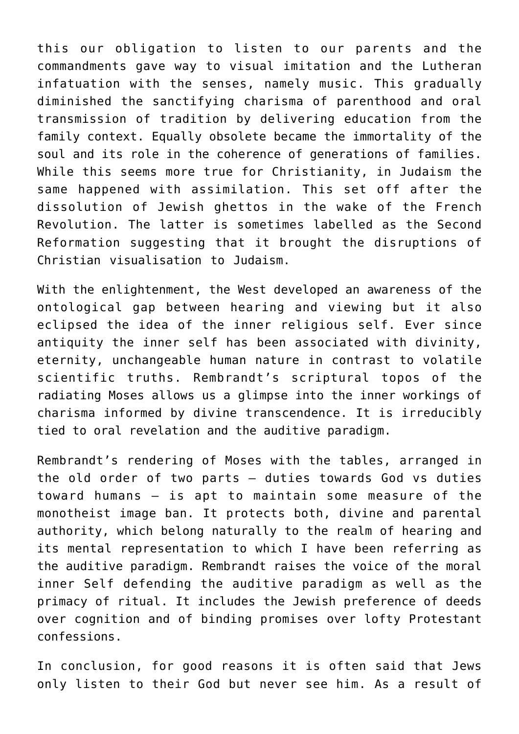this our obligation to listen to our parents and the commandments gave way to visual imitation and the Lutheran infatuation with the senses, namely music. This gradually diminished the sanctifying charisma of parenthood and oral transmission of tradition by delivering education from the family context. Equally obsolete became the immortality of the soul and its role in the coherence of generations of families. While this seems more true for Christianity, in Judaism the same happened with assimilation. This set off after the dissolution of Jewish ghettos in the wake of the French Revolution. The latter is sometimes labelled as the Second Reformation suggesting that it brought the disruptions of Christian visualisation to Judaism.

With the enlightenment, the West developed an awareness of the ontological gap between hearing and viewing but it also eclipsed the idea of the inner religious self. Ever since antiquity the inner self has been associated with divinity, eternity, unchangeable human nature in contrast to volatile scientific truths. Rembrandt's scriptural topos of the radiating Moses allows us a glimpse into the inner workings of charisma informed by divine transcendence. It is irreducibly tied to oral revelation and the auditive paradigm.

Rembrandt's rendering of Moses with the tables, arranged in the old order of two parts – duties towards God vs duties toward humans – is apt to maintain some measure of the monotheist image ban. It protects both, divine and parental authority, which belong naturally to the realm of hearing and its mental representation to which I have been referring as the auditive paradigm. Rembrandt raises the voice of the moral inner Self defending the auditive paradigm as well as the primacy of ritual. It includes the Jewish preference of deeds over cognition and of binding promises over lofty Protestant confessions.

In conclusion, for good reasons it is often said that Jews only listen to their God but never see him. As a result of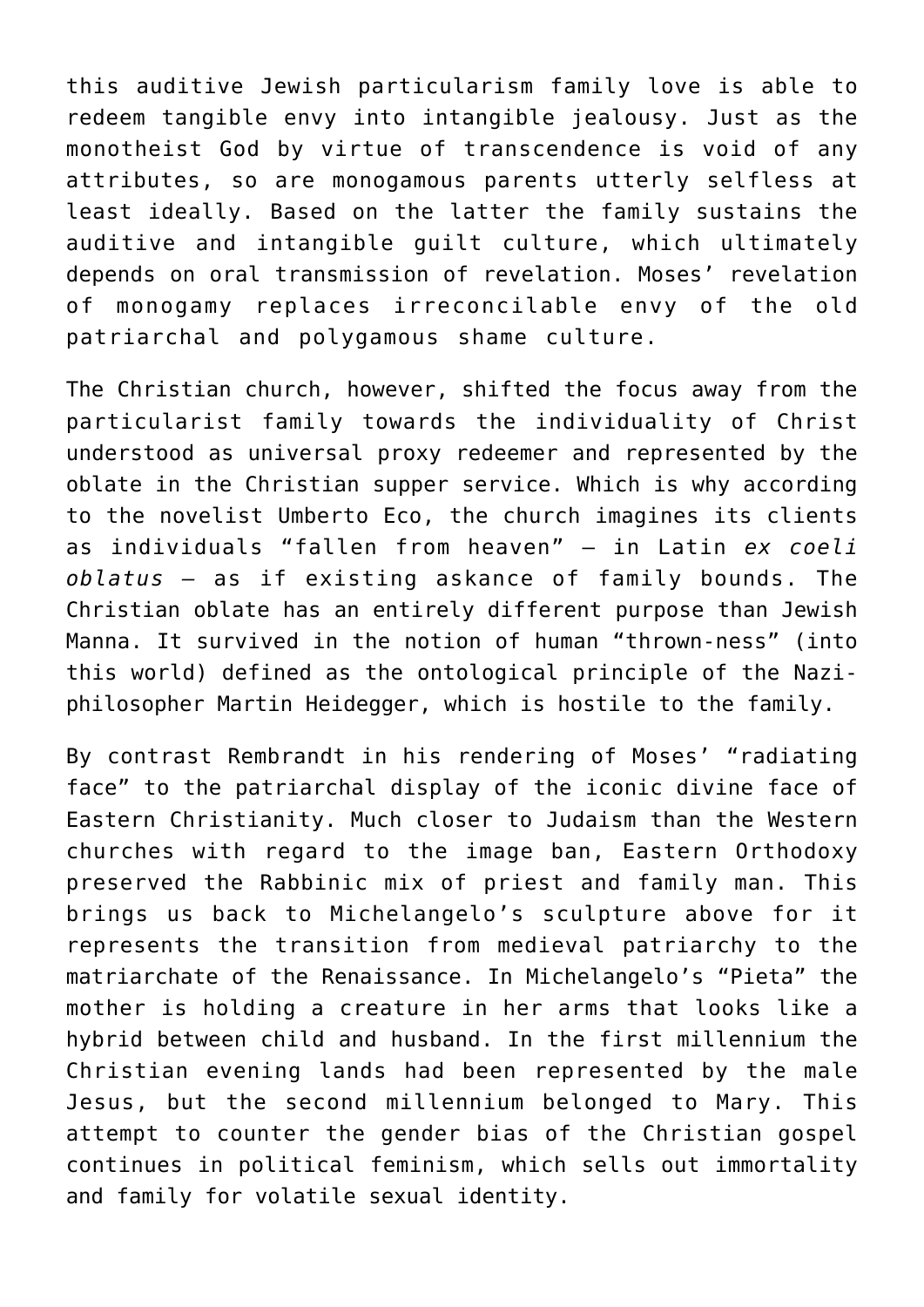this auditive Jewish particularism family love is able to redeem tangible envy into intangible jealousy. Just as the monotheist God by virtue of transcendence is void of any attributes, so are monogamous parents utterly selfless at least ideally. Based on the latter the family sustains the auditive and intangible guilt culture, which ultimately depends on oral transmission of revelation. Moses' revelation of monogamy replaces irreconcilable envy of the old patriarchal and polygamous shame culture.

The Christian church, however, shifted the focus away from the particularist family towards the individuality of Christ understood as universal proxy redeemer and represented by the oblate in the Christian supper service. Which is why according to the novelist Umberto Eco, the church imagines its clients as individuals "fallen from heaven" – in Latin *ex coeli oblatus* – as if existing askance of family bounds. The Christian oblate has an entirely different purpose than Jewish Manna. It survived in the notion of human "thrown-ness" (into this world) defined as the ontological principle of the Nazi-philosopher Martin Heidegger, which is hostile to the family.

By contrast Rembrandt in his rendering of Moses' "radiating face" to the patriarchal display of the iconic divine face of Eastern Christianity. Much closer to Judaism than the Western churches with regard to the image ban, Eastern Orthodoxy preserved the Rabbinic mix of priest and family man. This brings us back to Michelangelo's sculpture above for it represents the transition from medieval patriarchy to the matriarchate of the Renaissance. In Michelangelo's "Pieta" the mother is holding a creature in her arms that looks like a hybrid between child and husband. In the first millennium the Christian evening lands had been represented by the male Jesus, but the second millennium belonged to Mary. This attempt to counter the gender bias of the Christian gospel continues in political feminism, which sells out immortality and family for volatile sexual identity.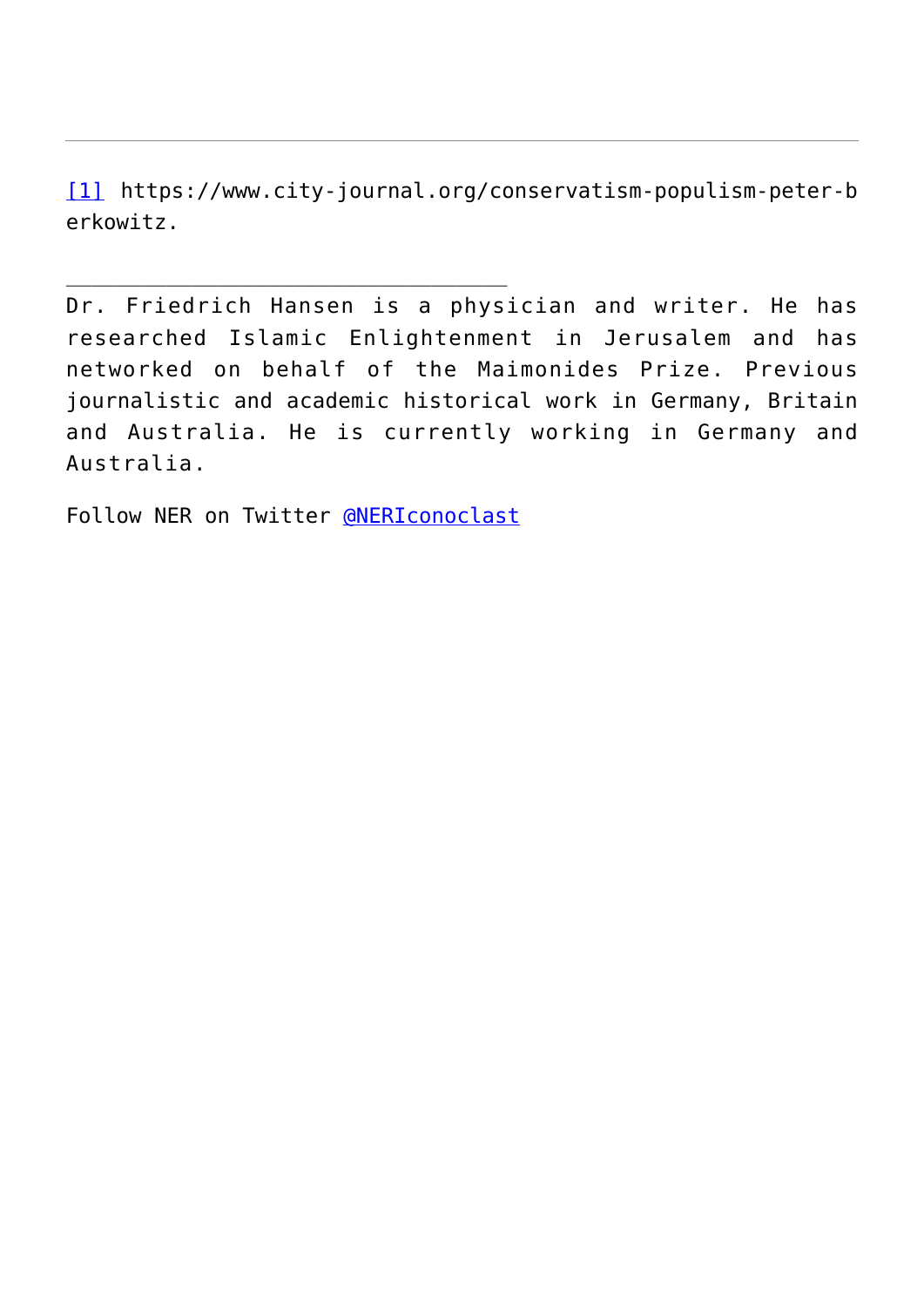---

[1] https://www.city-journal.org/conservatism-populism-peter-berkowitz.

---

Dr. Friedrich Hansen is a physician and writer. He has researched Islamic Enlightenment in Jerusalem and has networked on behalf of the Maimonides Prize. Previous journalistic and academic historical work in Germany, Britain and Australia. He is currently working in Germany and Australia.

Follow NER on Twitter @NERIconoclast